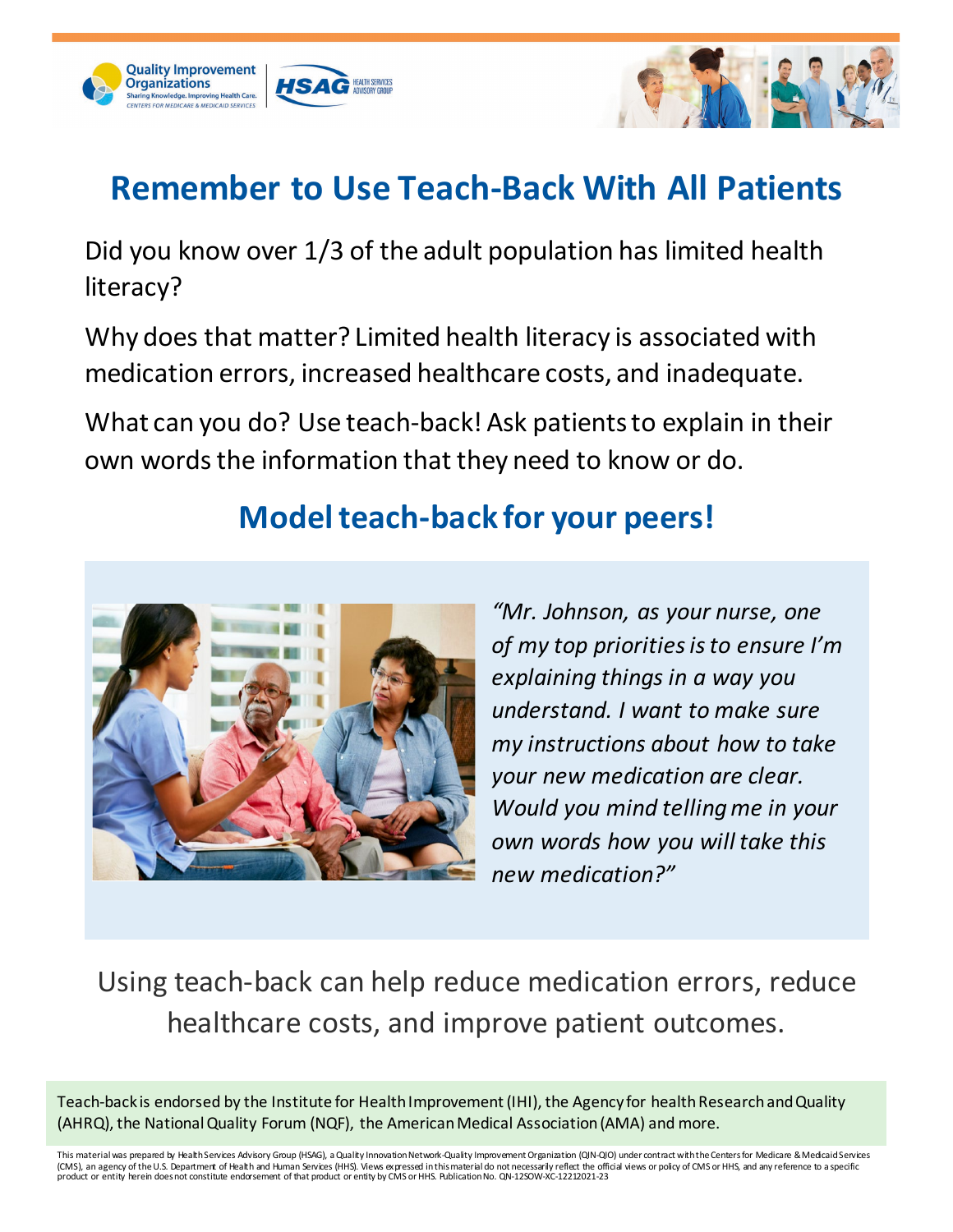# Remember to Use Teach-Back With All Patients

Did you know over 1/3 of the adult population has limited health literacy?

Why does that matter? Limited health literacy is associated with medication errors, increased healthcare costs, and inadequate.

What can you do? Use teach-back! Ask patients to explain in their own words the information that they need to know or do.

## Model teach-back for your peers!

*"Mr. Johnson, as your nurse, one of my top priorities is to ensure I'm explaining things in a way you understand. I want to make sure my instructions about how to take your new medication are clear. Would you mind telling me in your own words how you will take this new medication?"*

Using teach-back can help reduce medication errors, reduce healthcare costs, and improve patient outcomes.

Teach-back is endorsed by the Institute for Health Improvement (IHI), the Agency for health Research and Quality (AHRQ), the National Quality Forum (NQF), the American Medical Association (AMA) and more.

This material was prepared by Health Services Advisory Group (HSAG), a Quality Innovation Network-Quality Improvement Organization (QIN-QIO) under contract with the Centers for Medicare & Medicaid Services (CMS), an agency of the U.S. Department of Health and Human Services (HHS). Views expressed in this material do not necessarily reflect the official views or policy of CMS or HHS, and any reference to a specific product or entity herein does not constitute endorsement of that product or entity by CMS or HHS. Publication No. QN-12SOW-XC-12212021-23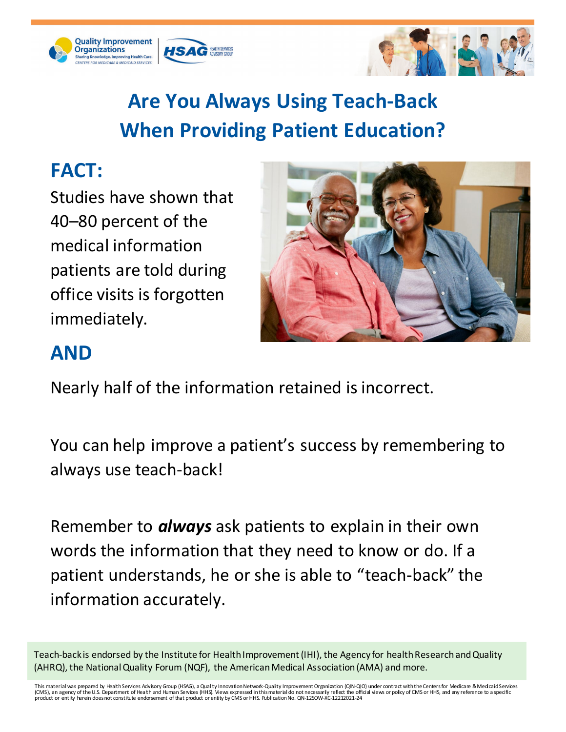# Are You Always Using Teach-Back When Providing Patient Education?

## FACT:

Studies have shown that 40–80 percent of the medical information patients are told during office visits is forgotten immediately.

## AND

Nearly half of the information retained is incorrect.

You can help improve a patient's success by remembering to always use teach-back!

Remember to ***always*** ask patients to explain in their own words the information that they need to know or do. If a patient understands, he or she is able to "teach-back" the information accurately.

Teach-back is endorsed by the Institute for Health Improvement (IHI), the Agency for health Research and Quality (AHRQ), the National Quality Forum (NQF), the American Medical Association (AMA) and more.

This material was prepared by Health Services Advisory Group (HSAG), a Quality Innovation Network-Quality Improvement Organization (QIN-QIO) under contract with the Centers for Medicare & Medicaid Services (CMS), an agency of the U.S. Department of Health and Human Services (HHS). Views expressed in this material do not necessarily reflect the official views or policy of CMS or HHS, and any reference to a specific product or entity herein does not constitute endorsement of that product or entity by CMS or HHS. Publication No. QN-12SOW-XC-12212021-24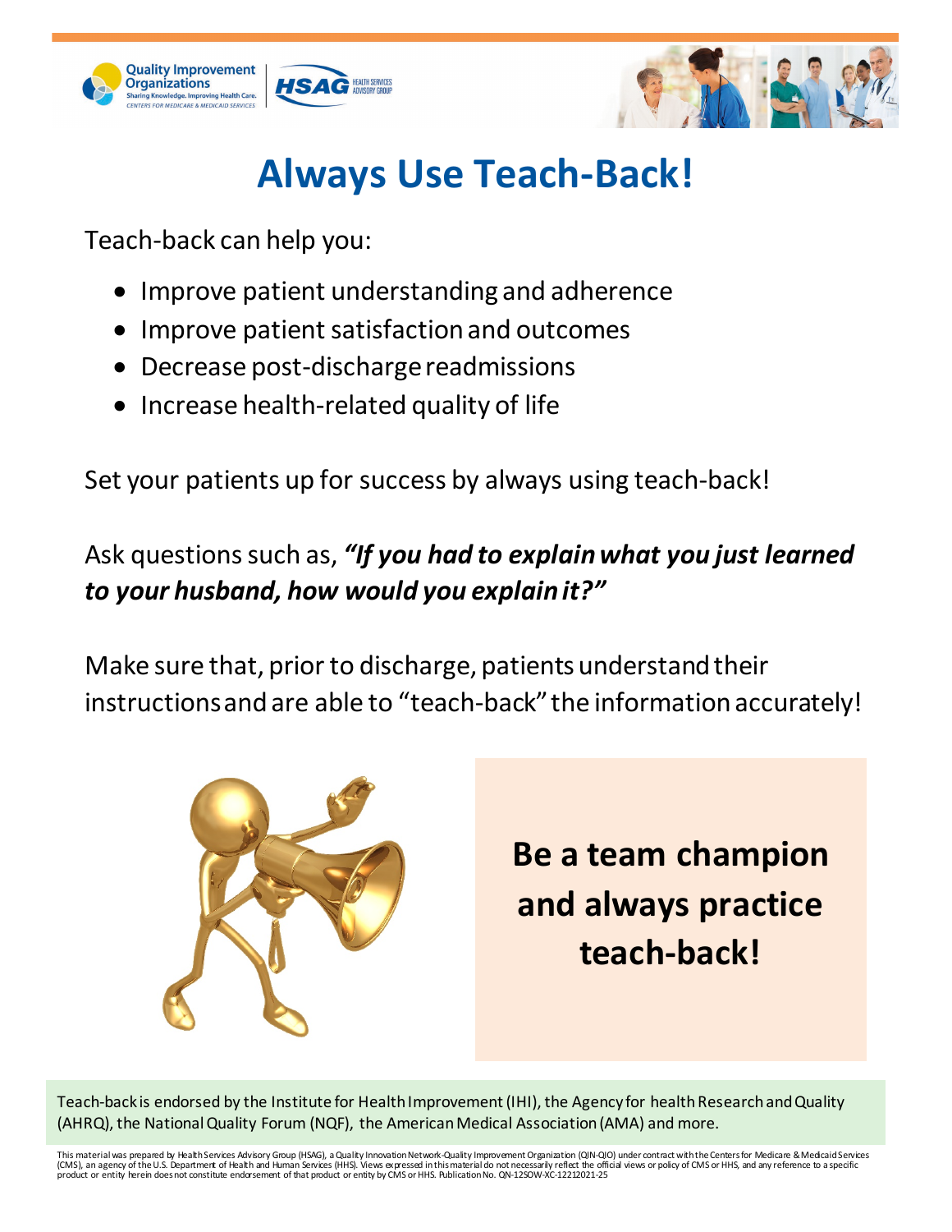# Always Use Teach-Back!

Teach-back can help you:

- Improve patient understanding and adherence
- Improve patient satisfaction and outcomes
- Decrease post-discharge readmissions
- Increase health-related quality of life

Set your patients up for success by always using teach-back!

Ask questions such as, ***"If you had to explain what you just learned to your husband, how would you explain it?"***

Make sure that, prior to discharge, patients understand their instructions and are able to "teach-back" the information accurately!

**Be a team champion and always practice teach-back!**

Teach-back is endorsed by the Institute for Health Improvement (IHI), the Agency for health Research and Quality (AHRQ), the National Quality Forum (NQF), the American Medical Association (AMA) and more.

This material was prepared by Health Services Advisory Group (HSAG), a Quality Innovation Network-Quality Improvement Organization (QIN-QIO) under contract with the Centers for Medicare & Medicaid Services (CMS), an agency of the U.S. Department of Health and Human Services (HHS). Views expressed in this material do not necessarily reflect the official views or policy of CMS or HHS, and any reference to a specific product or entity herein does not constitute endorsement of that product or entity by CMS or HHS. Publication No. QN-12SOW-XC-12212021-25